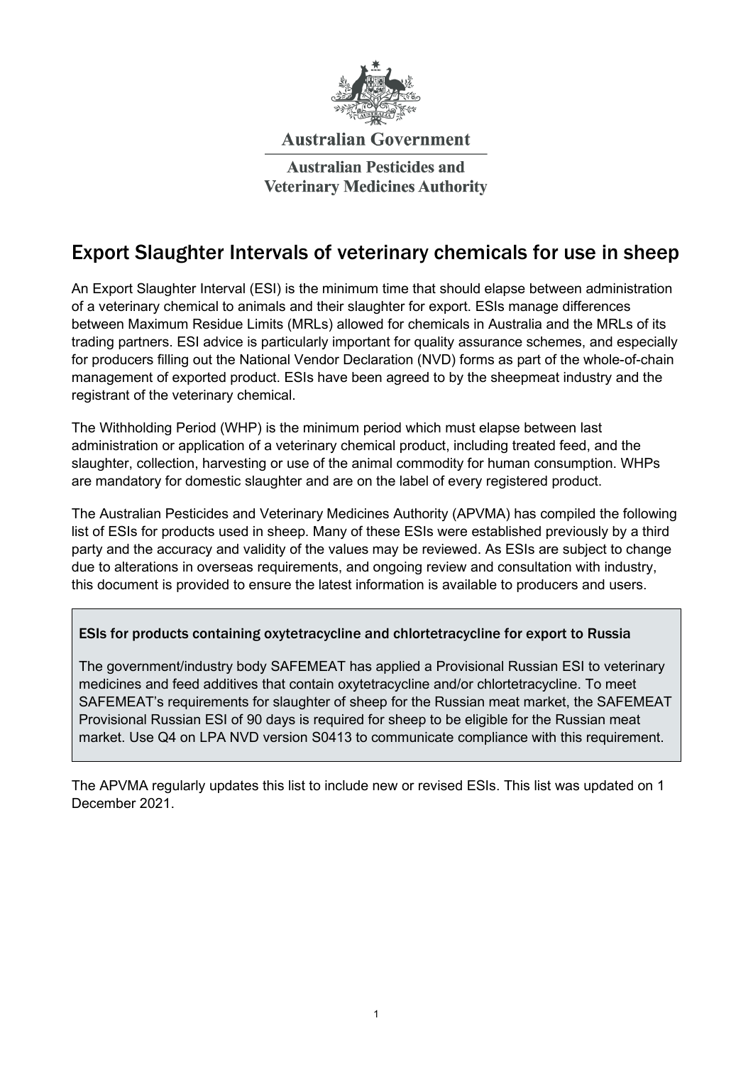Australian Government

Australian Pesticides and Veterinary Medicines Authority

# Export Slaughter Intervals of veterinary chemicals for use in sheep

An Export Slaughter Interval (ESI) is the minimum time that should elapse between administration of a veterinary chemical to animals and their slaughter for export. ESIs manage differences between Maximum Residue Limits (MRLs) allowed for chemicals in Australia and the MRLs of its trading partners. ESI advice is particularly important for quality assurance schemes, and especially for producers filling out the National Vendor Declaration (NVD) forms as part of the whole-of-chain management of exported product. ESIs have been agreed to by the sheepmeat industry and the registrant of the veterinary chemical.

The Withholding Period (WHP) is the minimum period which must elapse between last administration or application of a veterinary chemical product, including treated feed, and the slaughter, collection, harvesting or use of the animal commodity for human consumption. WHPs are mandatory for domestic slaughter and are on the label of every registered product.

The Australian Pesticides and Veterinary Medicines Authority (APVMA) has compiled the following list of ESIs for products used in sheep. Many of these ESIs were established previously by a third party and the accuracy and validity of the values may be reviewed. As ESIs are subject to change due to alterations in overseas requirements, and ongoing review and consultation with industry, this document is provided to ensure the latest information is available to producers and users.

### ESIs for products containing oxytetracycline and chlortetracycline for export to Russia

The government/industry body SAFEMEAT has applied a Provisional Russian ESI to veterinary medicines and feed additives that contain oxytetracycline and/or chlortetracycline. To meet SAFEMEAT's requirements for slaughter of sheep for the Russian meat market, the SAFEMEAT Provisional Russian ESI of 90 days is required for sheep to be eligible for the Russian meat market. Use Q4 on LPA NVD version S0413 to communicate compliance with this requirement.

The APVMA regularly updates this list to include new or revised ESIs. This list was updated on 1 December 2021.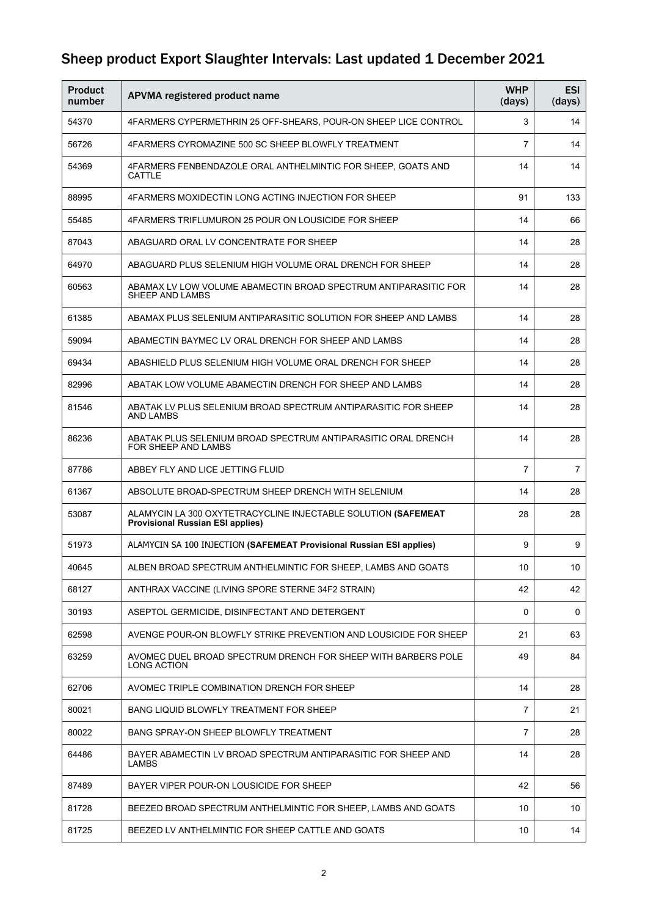## Sheep product Export Slaughter Intervals: Last updated 1 December 2021

| Product number | APVMA registered product name | WHP (days) | ESI (days) |
|---|---|---|---|
| 54370 | 4FARMERS CYPERMETHRIN 25 OFF-SHEARS, POUR-ON SHEEP LICE CONTROL | 3 | 14 |
| 56726 | 4FARMERS CYROMAZINE 500 SC SHEEP BLOWFLY TREATMENT | 7 | 14 |
| 54369 | 4FARMERS FENBENDAZOLE ORAL ANTHELMINTIC FOR SHEEP, GOATS AND CATTLE | 14 | 14 |
| 88995 | 4FARMERS MOXIDECTIN LONG ACTING INJECTION FOR SHEEP | 91 | 133 |
| 55485 | 4FARMERS TRIFLUMURON 25 POUR ON LOUSICIDE FOR SHEEP | 14 | 66 |
| 87043 | ABAGUARD ORAL LV CONCENTRATE FOR SHEEP | 14 | 28 |
| 64970 | ABAGUARD PLUS SELENIUM HIGH VOLUME ORAL DRENCH FOR SHEEP | 14 | 28 |
| 60563 | ABAMAX LV LOW VOLUME ABAMECTIN BROAD SPECTRUM ANTIPARASITIC FOR SHEEP AND LAMBS | 14 | 28 |
| 61385 | ABAMAX PLUS SELENIUM ANTIPARASITIC SOLUTION FOR SHEEP AND LAMBS | 14 | 28 |
| 59094 | ABAMECTIN BAYMEC LV ORAL DRENCH FOR SHEEP AND LAMBS | 14 | 28 |
| 69434 | ABASHIELD PLUS SELENIUM HIGH VOLUME ORAL DRENCH FOR SHEEP | 14 | 28 |
| 82996 | ABATAK LOW VOLUME ABAMECTIN DRENCH FOR SHEEP AND LAMBS | 14 | 28 |
| 81546 | ABATAK LV PLUS SELENIUM BROAD SPECTRUM ANTIPARASITIC FOR SHEEP AND LAMBS | 14 | 28 |
| 86236 | ABATAK PLUS SELENIUM BROAD SPECTRUM ANTIPARASITIC ORAL DRENCH FOR SHEEP AND LAMBS | 14 | 28 |
| 87786 | ABBEY FLY AND LICE JETTING FLUID | 7 | 7 |
| 61367 | ABSOLUTE BROAD-SPECTRUM SHEEP DRENCH WITH SELENIUM | 14 | 28 |
| 53087 | ALAMYCIN LA 300 OXYTETRACYCLINE INJECTABLE SOLUTION **(SAFEMEAT Provisional Russian ESI applies)** | 28 | 28 |
| 51973 | ALAMYCIN SA 100 INJECTION **(SAFEMEAT Provisional Russian ESI applies)** | 9 | 9 |
| 40645 | ALBEN BROAD SPECTRUM ANTHELMINTIC FOR SHEEP, LAMBS AND GOATS | 10 | 10 |
| 68127 | ANTHRAX VACCINE (LIVING SPORE STERNE 34F2 STRAIN) | 42 | 42 |
| 30193 | ASEPTOL GERMICIDE, DISINFECTANT AND DETERGENT | 0 | 0 |
| 62598 | AVENGE POUR-ON BLOWFLY STRIKE PREVENTION AND LOUSICIDE FOR SHEEP | 21 | 63 |
| 63259 | AVOMEC DUEL BROAD SPECTRUM DRENCH FOR SHEEP WITH BARBERS POLE LONG ACTION | 49 | 84 |
| 62706 | AVOMEC TRIPLE COMBINATION DRENCH FOR SHEEP | 14 | 28 |
| 80021 | BANG LIQUID BLOWFLY TREATMENT FOR SHEEP | 7 | 21 |
| 80022 | BANG SPRAY-ON SHEEP BLOWFLY TREATMENT | 7 | 28 |
| 64486 | BAYER ABAMECTIN LV BROAD SPECTRUM ANTIPARASITIC FOR SHEEP AND LAMBS | 14 | 28 |
| 87489 | BAYER VIPER POUR-ON LOUSICIDE FOR SHEEP | 42 | 56 |
| 81728 | BEEZED BROAD SPECTRUM ANTHELMINTIC FOR SHEEP, LAMBS AND GOATS | 10 | 10 |
| 81725 | BEEZED LV ANTHELMINTIC FOR SHEEP CATTLE AND GOATS | 10 | 14 |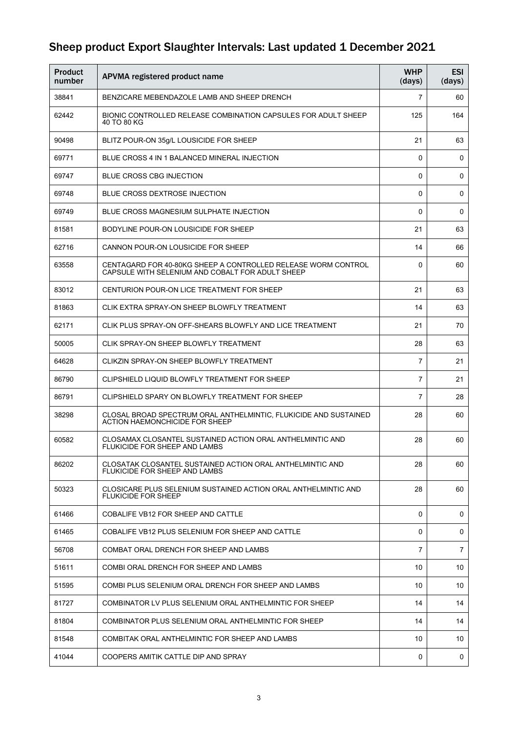## Sheep product Export Slaughter Intervals: Last updated 1 December 2021

| Product number | APVMA registered product name | WHP (days) | ESI (days) |
|---|---|---|---|
| 38841 | BENZICARE MEBENDAZOLE LAMB AND SHEEP DRENCH | 7 | 60 |
| 62442 | BIONIC CONTROLLED RELEASE COMBINATION CAPSULES FOR ADULT SHEEP 40 TO 80 KG | 125 | 164 |
| 90498 | BLITZ POUR-ON 35g/L LOUSICIDE FOR SHEEP | 21 | 63 |
| 69771 | BLUE CROSS 4 IN 1 BALANCED MINERAL INJECTION | 0 | 0 |
| 69747 | BLUE CROSS CBG INJECTION | 0 | 0 |
| 69748 | BLUE CROSS DEXTROSE INJECTION | 0 | 0 |
| 69749 | BLUE CROSS MAGNESIUM SULPHATE INJECTION | 0 | 0 |
| 81581 | BODYLINE POUR-ON LOUSICIDE FOR SHEEP | 21 | 63 |
| 62716 | CANNON POUR-ON LOUSICIDE FOR SHEEP | 14 | 66 |
| 63558 | CENTAGARD FOR 40-80KG SHEEP A CONTROLLED RELEASE WORM CONTROL CAPSULE WITH SELENIUM AND COBALT FOR ADULT SHEEP | 0 | 60 |
| 83012 | CENTURION POUR-ON LICE TREATMENT FOR SHEEP | 21 | 63 |
| 81863 | CLIK EXTRA SPRAY-ON SHEEP BLOWFLY TREATMENT | 14 | 63 |
| 62171 | CLIK PLUS SPRAY-ON OFF-SHEARS BLOWFLY AND LICE TREATMENT | 21 | 70 |
| 50005 | CLIK SPRAY-ON SHEEP BLOWFLY TREATMENT | 28 | 63 |
| 64628 | CLIKZIN SPRAY-ON SHEEP BLOWFLY TREATMENT | 7 | 21 |
| 86790 | CLIPSHIELD LIQUID BLOWFLY TREATMENT FOR SHEEP | 7 | 21 |
| 86791 | CLIPSHIELD SPARY ON BLOWFLY TREATMENT FOR SHEEP | 7 | 28 |
| 38298 | CLOSAL BROAD SPECTRUM ORAL ANTHELMINTIC, FLUKICIDE AND SUSTAINED ACTION HAEMONCHICIDE FOR SHEEP | 28 | 60 |
| 60582 | CLOSAMAX CLOSANTEL SUSTAINED ACTION ORAL ANTHELMINTIC AND FLUKICIDE FOR SHEEP AND LAMBS | 28 | 60 |
| 86202 | CLOSATAK CLOSANTEL SUSTAINED ACTION ORAL ANTHELMINTIC AND FLUKICIDE FOR SHEEP AND LAMBS | 28 | 60 |
| 50323 | CLOSICARE PLUS SELENIUM SUSTAINED ACTION ORAL ANTHELMINTIC AND FLUKICIDE FOR SHEEP | 28 | 60 |
| 61466 | COBALIFE VB12 FOR SHEEP AND CATTLE | 0 | 0 |
| 61465 | COBALIFE VB12 PLUS SELENIUM FOR SHEEP AND CATTLE | 0 | 0 |
| 56708 | COMBAT ORAL DRENCH FOR SHEEP AND LAMBS | 7 | 7 |
| 51611 | COMBI ORAL DRENCH FOR SHEEP AND LAMBS | 10 | 10 |
| 51595 | COMBI PLUS SELENIUM ORAL DRENCH FOR SHEEP AND LAMBS | 10 | 10 |
| 81727 | COMBINATOR LV PLUS SELENIUM ORAL ANTHELMINTIC FOR SHEEP | 14 | 14 |
| 81804 | COMBINATOR PLUS SELENIUM ORAL ANTHELMINTIC FOR SHEEP | 14 | 14 |
| 81548 | COMBITAK ORAL ANTHELMINTIC FOR SHEEP AND LAMBS | 10 | 10 |
| 41044 | COOPERS AMITIK CATTLE DIP AND SPRAY | 0 | 0 |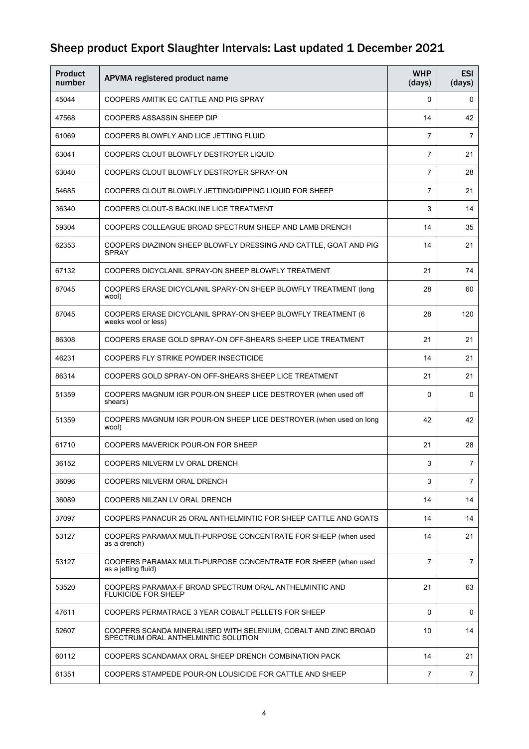## Sheep product Export Slaughter Intervals: Last updated 1 December 2021

| Product number | APVMA registered product name | WHP (days) | ESI (days) |
|---|---|---|---|
| 45044 | COOPERS AMITIK EC CATTLE AND PIG SPRAY | 0 | 0 |
| 47568 | COOPERS ASSASSIN SHEEP DIP | 14 | 42 |
| 61069 | COOPERS BLOWFLY AND LICE JETTING FLUID | 7 | 7 |
| 63041 | COOPERS CLOUT BLOWFLY DESTROYER LIQUID | 7 | 21 |
| 63040 | COOPERS CLOUT BLOWFLY DESTROYER SPRAY-ON | 7 | 28 |
| 54685 | COOPERS CLOUT BLOWFLY JETTING/DIPPING LIQUID FOR SHEEP | 7 | 21 |
| 36340 | COOPERS CLOUT-S BACKLINE LICE TREATMENT | 3 | 14 |
| 59304 | COOPERS COLLEAGUE BROAD SPECTRUM SHEEP AND LAMB DRENCH | 14 | 35 |
| 62353 | COOPERS DIAZINON SHEEP BLOWFLY DRESSING AND CATTLE, GOAT AND PIG SPRAY | 14 | 21 |
| 67132 | COOPERS DICYCLANIL SPRAY-ON SHEEP BLOWFLY TREATMENT | 21 | 74 |
| 87045 | COOPERS ERASE DICYCLANIL SPARY-ON SHEEP BLOWFLY TREATMENT (long wool) | 28 | 60 |
| 87045 | COOPERS ERASE DICYCLANIL SPRAY-ON SHEEP BLOWFLY TREATMENT (6 weeks wool or less) | 28 | 120 |
| 86308 | COOPERS ERASE GOLD SPRAY-ON OFF-SHEARS SHEEP LICE TREATMENT | 21 | 21 |
| 46231 | COOPERS FLY STRIKE POWDER INSECTICIDE | 14 | 21 |
| 86314 | COOPERS GOLD SPRAY-ON OFF-SHEARS SHEEP LICE TREATMENT | 21 | 21 |
| 51359 | COOPERS MAGNUM IGR POUR-ON SHEEP LICE DESTROYER (when used off shears) | 0 | 0 |
| 51359 | COOPERS MAGNUM IGR POUR-ON SHEEP LICE DESTROYER (when used on long wool) | 42 | 42 |
| 61710 | COOPERS MAVERICK POUR-ON FOR SHEEP | 21 | 28 |
| 36152 | COOPERS NILVERM LV ORAL DRENCH | 3 | 7 |
| 36096 | COOPERS NILVERM ORAL DRENCH | 3 | 7 |
| 36089 | COOPERS NILZAN LV ORAL DRENCH | 14 | 14 |
| 37097 | COOPERS PANACUR 25 ORAL ANTHELMINTIC FOR SHEEP CATTLE AND GOATS | 14 | 14 |
| 53127 | COOPERS PARAMAX MULTI-PURPOSE CONCENTRATE FOR SHEEP (when used as a drench) | 14 | 21 |
| 53127 | COOPERS PARAMAX MULTI-PURPOSE CONCENTRATE FOR SHEEP (when used as a jetting fluid) | 7 | 7 |
| 53520 | COOPERS PARAMAX-F BROAD SPECTRUM ORAL ANTHELMINTIC AND FLUKICIDE FOR SHEEP | 21 | 63 |
| 47611 | COOPERS PERMATRACE 3 YEAR COBALT PELLETS FOR SHEEP | 0 | 0 |
| 52607 | COOPERS SCANDA MINERALISED WITH SELENIUM, COBALT AND ZINC BROAD SPECTRUM ORAL ANTHELMINTIC SOLUTION | 10 | 14 |
| 60112 | COOPERS SCANDAMAX ORAL SHEEP DRENCH COMBINATION PACK | 14 | 21 |
| 61351 | COOPERS STAMPEDE POUR-ON LOUSICIDE FOR CATTLE AND SHEEP | 7 | 7 |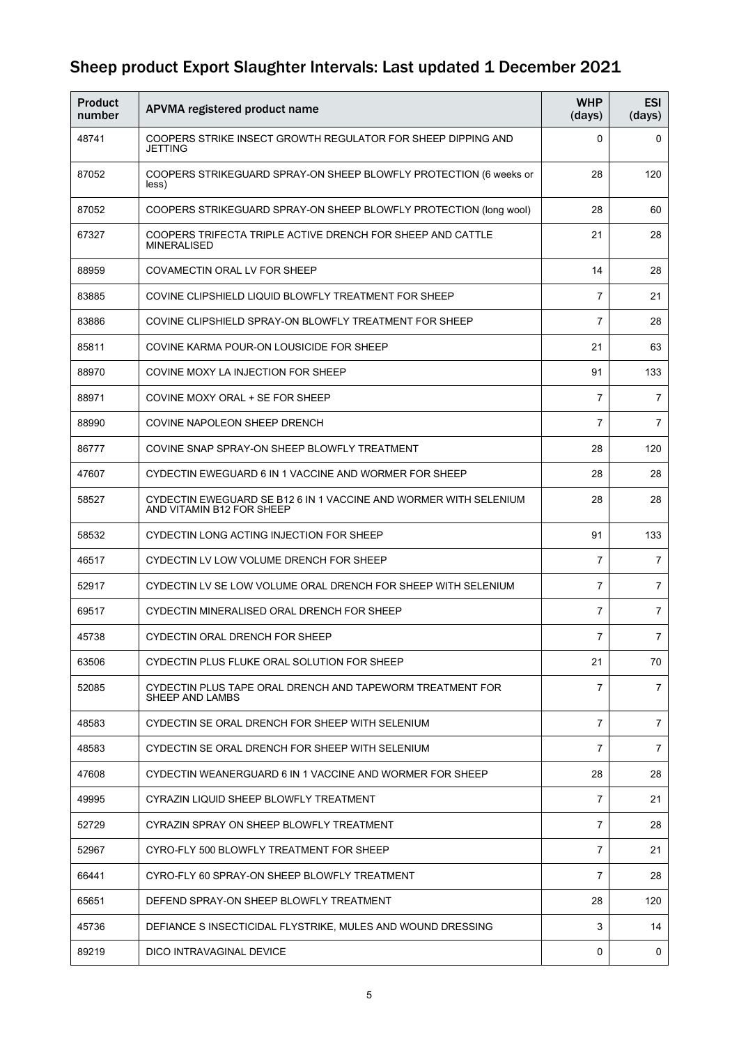## Sheep product Export Slaughter Intervals: Last updated 1 December 2021

| Product number | APVMA registered product name | WHP (days) | ESI (days) |
|---|---|---|---|
| 48741 | COOPERS STRIKE INSECT GROWTH REGULATOR FOR SHEEP DIPPING AND JETTING | 0 | 0 |
| 87052 | COOPERS STRIKEGUARD SPRAY-ON SHEEP BLOWFLY PROTECTION (6 weeks or less) | 28 | 120 |
| 87052 | COOPERS STRIKEGUARD SPRAY-ON SHEEP BLOWFLY PROTECTION (long wool) | 28 | 60 |
| 67327 | COOPERS TRIFECTA TRIPLE ACTIVE DRENCH FOR SHEEP AND CATTLE MINERALISED | 21 | 28 |
| 88959 | COVAMECTIN ORAL LV FOR SHEEP | 14 | 28 |
| 83885 | COVINE CLIPSHIELD LIQUID BLOWFLY TREATMENT FOR SHEEP | 7 | 21 |
| 83886 | COVINE CLIPSHIELD SPRAY-ON BLOWFLY TREATMENT FOR SHEEP | 7 | 28 |
| 85811 | COVINE KARMA POUR-ON LOUSICIDE FOR SHEEP | 21 | 63 |
| 88970 | COVINE MOXY LA INJECTION FOR SHEEP | 91 | 133 |
| 88971 | COVINE MOXY ORAL + SE FOR SHEEP | 7 | 7 |
| 88990 | COVINE NAPOLEON SHEEP DRENCH | 7 | 7 |
| 86777 | COVINE SNAP SPRAY-ON SHEEP BLOWFLY TREATMENT | 28 | 120 |
| 47607 | CYDECTIN EWEGUARD 6 IN 1 VACCINE AND WORMER FOR SHEEP | 28 | 28 |
| 58527 | CYDECTIN EWEGUARD SE B12 6 IN 1 VACCINE AND WORMER WITH SELENIUM AND VITAMIN B12 FOR SHEEP | 28 | 28 |
| 58532 | CYDECTIN LONG ACTING INJECTION FOR SHEEP | 91 | 133 |
| 46517 | CYDECTIN LV LOW VOLUME DRENCH FOR SHEEP | 7 | 7 |
| 52917 | CYDECTIN LV SE LOW VOLUME ORAL DRENCH FOR SHEEP WITH SELENIUM | 7 | 7 |
| 69517 | CYDECTIN MINERALISED ORAL DRENCH FOR SHEEP | 7 | 7 |
| 45738 | CYDECTIN ORAL DRENCH FOR SHEEP | 7 | 7 |
| 63506 | CYDECTIN PLUS FLUKE ORAL SOLUTION FOR SHEEP | 21 | 70 |
| 52085 | CYDECTIN PLUS TAPE ORAL DRENCH AND TAPEWORM TREATMENT FOR SHEEP AND LAMBS | 7 | 7 |
| 48583 | CYDECTIN SE ORAL DRENCH FOR SHEEP WITH SELENIUM | 7 | 7 |
| 48583 | CYDECTIN SE ORAL DRENCH FOR SHEEP WITH SELENIUM | 7 | 7 |
| 47608 | CYDECTIN WEANERGUARD 6 IN 1 VACCINE AND WORMER FOR SHEEP | 28 | 28 |
| 49995 | CYRAZIN LIQUID SHEEP BLOWFLY TREATMENT | 7 | 21 |
| 52729 | CYRAZIN SPRAY ON SHEEP BLOWFLY TREATMENT | 7 | 28 |
| 52967 | CYRO-FLY 500 BLOWFLY TREATMENT FOR SHEEP | 7 | 21 |
| 66441 | CYRO-FLY 60 SPRAY-ON SHEEP BLOWFLY TREATMENT | 7 | 28 |
| 65651 | DEFEND SPRAY-ON SHEEP BLOWFLY TREATMENT | 28 | 120 |
| 45736 | DEFIANCE S INSECTICIDAL FLYSTRIKE, MULES AND WOUND DRESSING | 3 | 14 |
| 89219 | DICO INTRAVAGINAL DEVICE | 0 | 0 |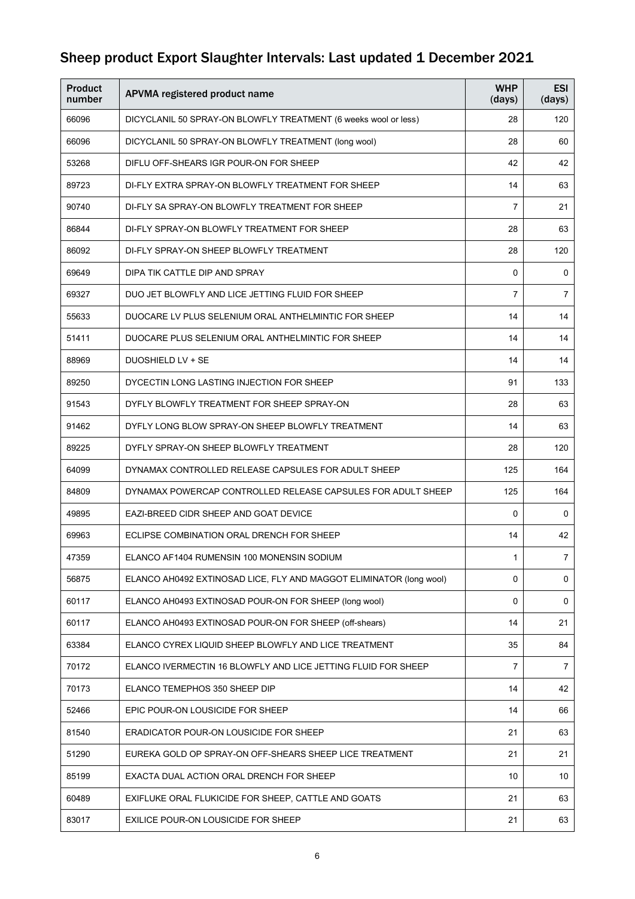## Sheep product Export Slaughter Intervals: Last updated 1 December 2021

| Product number | APVMA registered product name | WHP (days) | ESI (days) |
|---|---|---|---|
| 66096 | DICYCLANIL 50 SPRAY-ON BLOWFLY TREATMENT (6 weeks wool or less) | 28 | 120 |
| 66096 | DICYCLANIL 50 SPRAY-ON BLOWFLY TREATMENT (long wool) | 28 | 60 |
| 53268 | DIFLU OFF-SHEARS IGR POUR-ON FOR SHEEP | 42 | 42 |
| 89723 | DI-FLY EXTRA SPRAY-ON BLOWFLY TREATMENT FOR SHEEP | 14 | 63 |
| 90740 | DI-FLY SA SPRAY-ON BLOWFLY TREATMENT FOR SHEEP | 7 | 21 |
| 86844 | DI-FLY SPRAY-ON BLOWFLY TREATMENT FOR SHEEP | 28 | 63 |
| 86092 | DI-FLY SPRAY-ON SHEEP BLOWFLY TREATMENT | 28 | 120 |
| 69649 | DIPA TIK CATTLE DIP AND SPRAY | 0 | 0 |
| 69327 | DUO JET BLOWFLY AND LICE JETTING FLUID FOR SHEEP | 7 | 7 |
| 55633 | DUOCARE LV PLUS SELENIUM ORAL ANTHELMINTIC FOR SHEEP | 14 | 14 |
| 51411 | DUOCARE PLUS SELENIUM ORAL ANTHELMINTIC FOR SHEEP | 14 | 14 |
| 88969 | DUOSHIELD LV + SE | 14 | 14 |
| 89250 | DYCECTIN LONG LASTING INJECTION FOR SHEEP | 91 | 133 |
| 91543 | DYFLY BLOWFLY TREATMENT FOR SHEEP SPRAY-ON | 28 | 63 |
| 91462 | DYFLY LONG BLOW SPRAY-ON SHEEP BLOWFLY TREATMENT | 14 | 63 |
| 89225 | DYFLY SPRAY-ON SHEEP BLOWFLY TREATMENT | 28 | 120 |
| 64099 | DYNAMAX CONTROLLED RELEASE CAPSULES FOR ADULT SHEEP | 125 | 164 |
| 84809 | DYNAMAX POWERCAP CONTROLLED RELEASE CAPSULES FOR ADULT SHEEP | 125 | 164 |
| 49895 | EAZI-BREED CIDR SHEEP AND GOAT DEVICE | 0 | 0 |
| 69963 | ECLIPSE COMBINATION ORAL DRENCH FOR SHEEP | 14 | 42 |
| 47359 | ELANCO AF1404 RUMENSIN 100 MONENSIN SODIUM | 1 | 7 |
| 56875 | ELANCO AH0492 EXTINOSAD LICE, FLY AND MAGGOT ELIMINATOR (long wool) | 0 | 0 |
| 60117 | ELANCO AH0493 EXTINOSAD POUR-ON FOR SHEEP (long wool) | 0 | 0 |
| 60117 | ELANCO AH0493 EXTINOSAD POUR-ON FOR SHEEP (off-shears) | 14 | 21 |
| 63384 | ELANCO CYREX LIQUID SHEEP BLOWFLY AND LICE TREATMENT | 35 | 84 |
| 70172 | ELANCO IVERMECTIN 16 BLOWFLY AND LICE JETTING FLUID FOR SHEEP | 7 | 7 |
| 70173 | ELANCO TEMEPHOS 350 SHEEP DIP | 14 | 42 |
| 52466 | EPIC POUR-ON LOUSICIDE FOR SHEEP | 14 | 66 |
| 81540 | ERADICATOR POUR-ON LOUSICIDE FOR SHEEP | 21 | 63 |
| 51290 | EUREKA GOLD OP SPRAY-ON OFF-SHEARS SHEEP LICE TREATMENT | 21 | 21 |
| 85199 | EXACTA DUAL ACTION ORAL DRENCH FOR SHEEP | 10 | 10 |
| 60489 | EXIFLUKE ORAL FLUKICIDE FOR SHEEP, CATTLE AND GOATS | 21 | 63 |
| 83017 | EXILICE POUR-ON LOUSICIDE FOR SHEEP | 21 | 63 |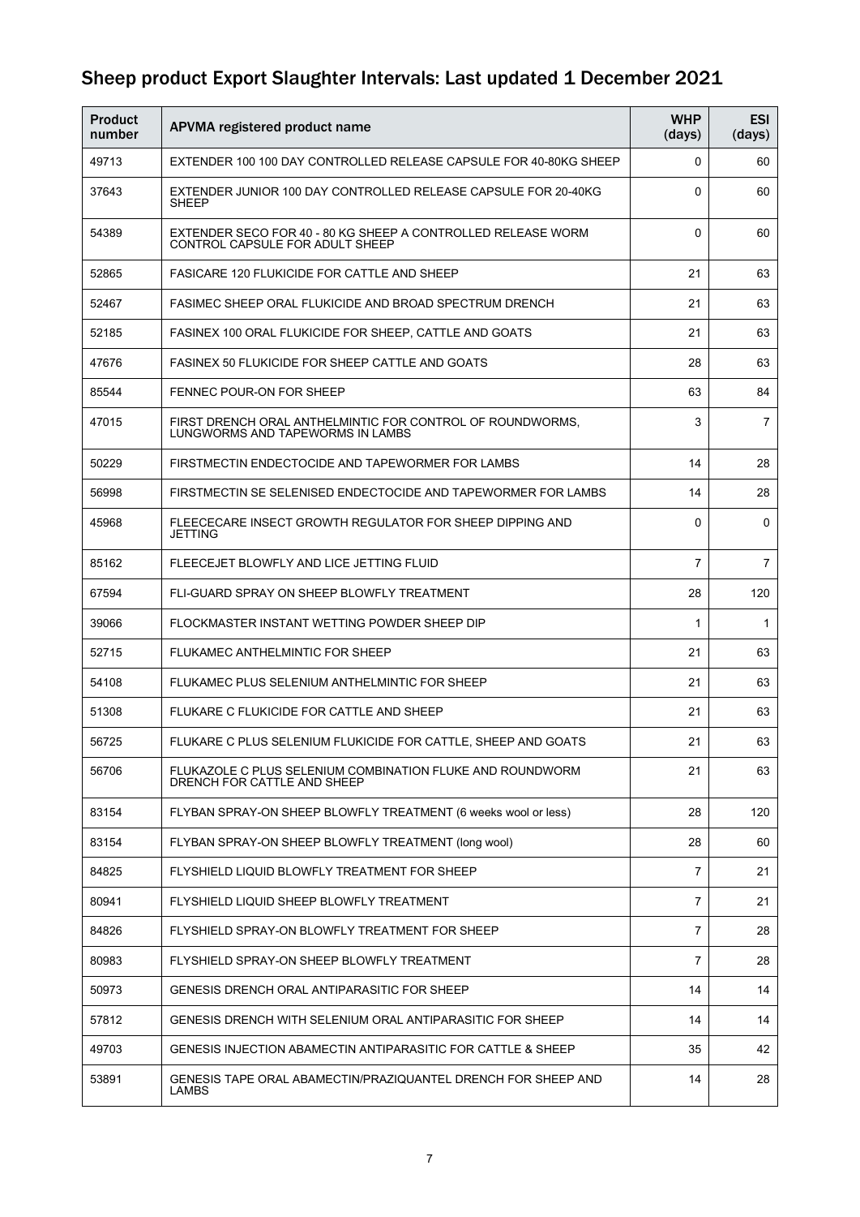## Sheep product Export Slaughter Intervals: Last updated 1 December 2021

| Product number | APVMA registered product name | WHP (days) | ESI (days) |
|---|---|---|---|
| 49713 | EXTENDER 100 100 DAY CONTROLLED RELEASE CAPSULE FOR 40-80KG SHEEP | 0 | 60 |
| 37643 | EXTENDER JUNIOR 100 DAY CONTROLLED RELEASE CAPSULE FOR 20-40KG SHEEP | 0 | 60 |
| 54389 | EXTENDER SECO FOR 40 - 80 KG SHEEP A CONTROLLED RELEASE WORM CONTROL CAPSULE FOR ADULT SHEEP | 0 | 60 |
| 52865 | FASICARE 120 FLUKICIDE FOR CATTLE AND SHEEP | 21 | 63 |
| 52467 | FASIMEC SHEEP ORAL FLUKICIDE AND BROAD SPECTRUM DRENCH | 21 | 63 |
| 52185 | FASINEX 100 ORAL FLUKICIDE FOR SHEEP, CATTLE AND GOATS | 21 | 63 |
| 47676 | FASINEX 50 FLUKICIDE FOR SHEEP CATTLE AND GOATS | 28 | 63 |
| 85544 | FENNEC POUR-ON FOR SHEEP | 63 | 84 |
| 47015 | FIRST DRENCH ORAL ANTHELMINTIC FOR CONTROL OF ROUNDWORMS, LUNGWORMS AND TAPEWORMS IN LAMBS | 3 | 7 |
| 50229 | FIRSTMECTIN ENDECTOCIDE AND TAPEWORMER FOR LAMBS | 14 | 28 |
| 56998 | FIRSTMECTIN SE SELENISED ENDECTOCIDE AND TAPEWORMER FOR LAMBS | 14 | 28 |
| 45968 | FLEECECARE INSECT GROWTH REGULATOR FOR SHEEP DIPPING AND JETTING | 0 | 0 |
| 85162 | FLEECEJET BLOWFLY AND LICE JETTING FLUID | 7 | 7 |
| 67594 | FLI-GUARD SPRAY ON SHEEP BLOWFLY TREATMENT | 28 | 120 |
| 39066 | FLOCKMASTER INSTANT WETTING POWDER SHEEP DIP | 1 | 1 |
| 52715 | FLUKAMEC ANTHELMINTIC FOR SHEEP | 21 | 63 |
| 54108 | FLUKAMEC PLUS SELENIUM ANTHELMINTIC FOR SHEEP | 21 | 63 |
| 51308 | FLUKARE C FLUKICIDE FOR CATTLE AND SHEEP | 21 | 63 |
| 56725 | FLUKARE C PLUS SELENIUM FLUKICIDE FOR CATTLE, SHEEP AND GOATS | 21 | 63 |
| 56706 | FLUKAZOLE C PLUS SELENIUM COMBINATION FLUKE AND ROUNDWORM DRENCH FOR CATTLE AND SHEEP | 21 | 63 |
| 83154 | FLYBAN SPRAY-ON SHEEP BLOWFLY TREATMENT (6 weeks wool or less) | 28 | 120 |
| 83154 | FLYBAN SPRAY-ON SHEEP BLOWFLY TREATMENT (long wool) | 28 | 60 |
| 84825 | FLYSHIELD LIQUID BLOWFLY TREATMENT FOR SHEEP | 7 | 21 |
| 80941 | FLYSHIELD LIQUID SHEEP BLOWFLY TREATMENT | 7 | 21 |
| 84826 | FLYSHIELD SPRAY-ON BLOWFLY TREATMENT FOR SHEEP | 7 | 28 |
| 80983 | FLYSHIELD SPRAY-ON SHEEP BLOWFLY TREATMENT | 7 | 28 |
| 50973 | GENESIS DRENCH ORAL ANTIPARASITIC FOR SHEEP | 14 | 14 |
| 57812 | GENESIS DRENCH WITH SELENIUM ORAL ANTIPARASITIC FOR SHEEP | 14 | 14 |
| 49703 | GENESIS INJECTION ABAMECTIN ANTIPARASITIC FOR CATTLE & SHEEP | 35 | 42 |
| 53891 | GENESIS TAPE ORAL ABAMECTIN/PRAZIQUANTEL DRENCH FOR SHEEP AND LAMBS | 14 | 28 |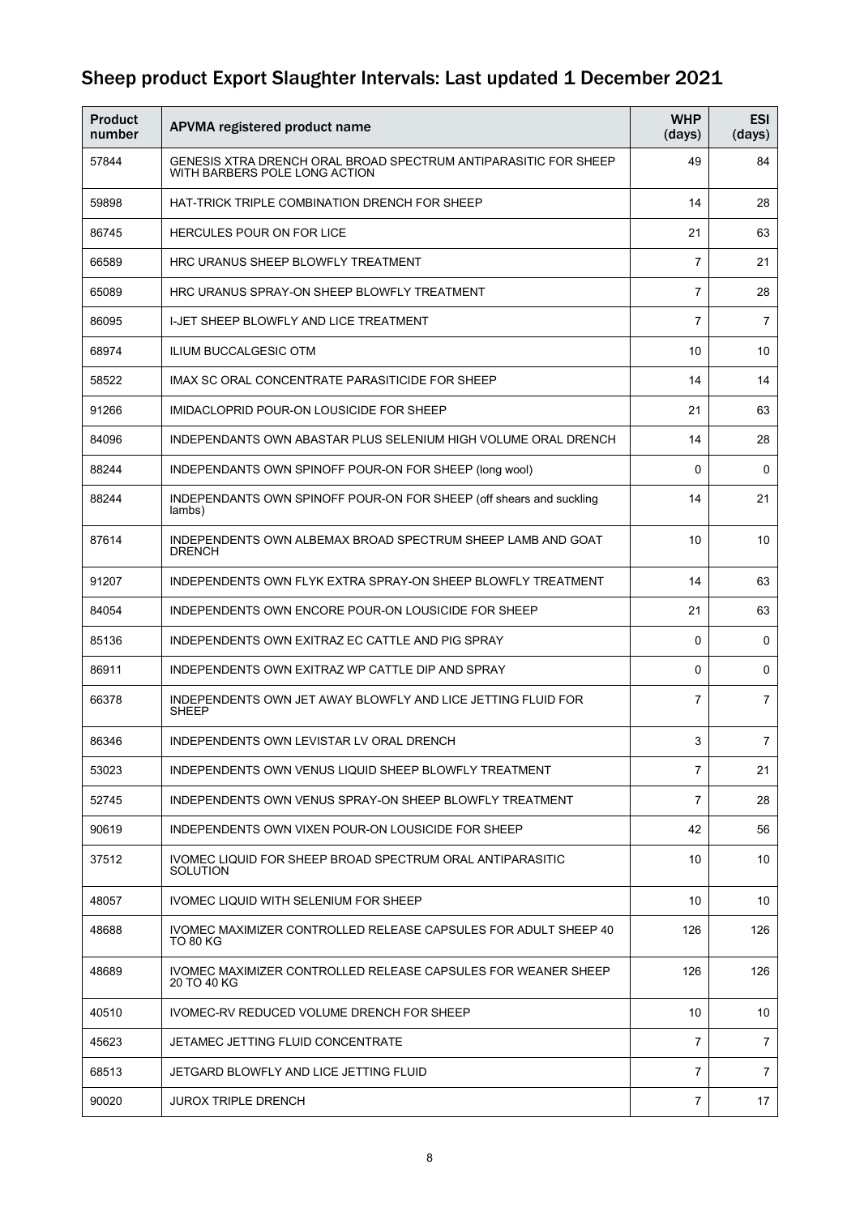## Sheep product Export Slaughter Intervals: Last updated 1 December 2021

| Product number | APVMA registered product name | WHP (days) | ESI (days) |
|---|---|---|---|
| 57844 | GENESIS XTRA DRENCH ORAL BROAD SPECTRUM ANTIPARASITIC FOR SHEEP WITH BARBERS POLE LONG ACTION | 49 | 84 |
| 59898 | HAT-TRICK TRIPLE COMBINATION DRENCH FOR SHEEP | 14 | 28 |
| 86745 | HERCULES POUR ON FOR LICE | 21 | 63 |
| 66589 | HRC URANUS SHEEP BLOWFLY TREATMENT | 7 | 21 |
| 65089 | HRC URANUS SPRAY-ON SHEEP BLOWFLY TREATMENT | 7 | 28 |
| 86095 | I-JET SHEEP BLOWFLY AND LICE TREATMENT | 7 | 7 |
| 68974 | ILIUM BUCCALGESIC OTM | 10 | 10 |
| 58522 | IMAX SC ORAL CONCENTRATE PARASITICIDE FOR SHEEP | 14 | 14 |
| 91266 | IMIDACLOPRID POUR-ON LOUSICIDE FOR SHEEP | 21 | 63 |
| 84096 | INDEPENDANTS OWN ABASTAR PLUS SELENIUM HIGH VOLUME ORAL DRENCH | 14 | 28 |
| 88244 | INDEPENDANTS OWN SPINOFF POUR-ON FOR SHEEP (long wool) | 0 | 0 |
| 88244 | INDEPENDANTS OWN SPINOFF POUR-ON FOR SHEEP (off shears and suckling lambs) | 14 | 21 |
| 87614 | INDEPENDENTS OWN ALBEMAX BROAD SPECTRUM SHEEP LAMB AND GOAT DRENCH | 10 | 10 |
| 91207 | INDEPENDENTS OWN FLYK EXTRA SPRAY-ON SHEEP BLOWFLY TREATMENT | 14 | 63 |
| 84054 | INDEPENDENTS OWN ENCORE POUR-ON LOUSICIDE FOR SHEEP | 21 | 63 |
| 85136 | INDEPENDENTS OWN EXITRAZ EC CATTLE AND PIG SPRAY | 0 | 0 |
| 86911 | INDEPENDENTS OWN EXITRAZ WP CATTLE DIP AND SPRAY | 0 | 0 |
| 66378 | INDEPENDENTS OWN JET AWAY BLOWFLY AND LICE JETTING FLUID FOR SHEEP | 7 | 7 |
| 86346 | INDEPENDENTS OWN LEVISTAR LV ORAL DRENCH | 3 | 7 |
| 53023 | INDEPENDENTS OWN VENUS LIQUID SHEEP BLOWFLY TREATMENT | 7 | 21 |
| 52745 | INDEPENDENTS OWN VENUS SPRAY-ON SHEEP BLOWFLY TREATMENT | 7 | 28 |
| 90619 | INDEPENDENTS OWN VIXEN POUR-ON LOUSICIDE FOR SHEEP | 42 | 56 |
| 37512 | IVOMEC LIQUID FOR SHEEP BROAD SPECTRUM ORAL ANTIPARASITIC SOLUTION | 10 | 10 |
| 48057 | IVOMEC LIQUID WITH SELENIUM FOR SHEEP | 10 | 10 |
| 48688 | IVOMEC MAXIMIZER CONTROLLED RELEASE CAPSULES FOR ADULT SHEEP 40 TO 80 KG | 126 | 126 |
| 48689 | IVOMEC MAXIMIZER CONTROLLED RELEASE CAPSULES FOR WEANER SHEEP 20 TO 40 KG | 126 | 126 |
| 40510 | IVOMEC-RV REDUCED VOLUME DRENCH FOR SHEEP | 10 | 10 |
| 45623 | JETAMEC JETTING FLUID CONCENTRATE | 7 | 7 |
| 68513 | JETGARD BLOWFLY AND LICE JETTING FLUID | 7 | 7 |
| 90020 | JUROX TRIPLE DRENCH | 7 | 17 |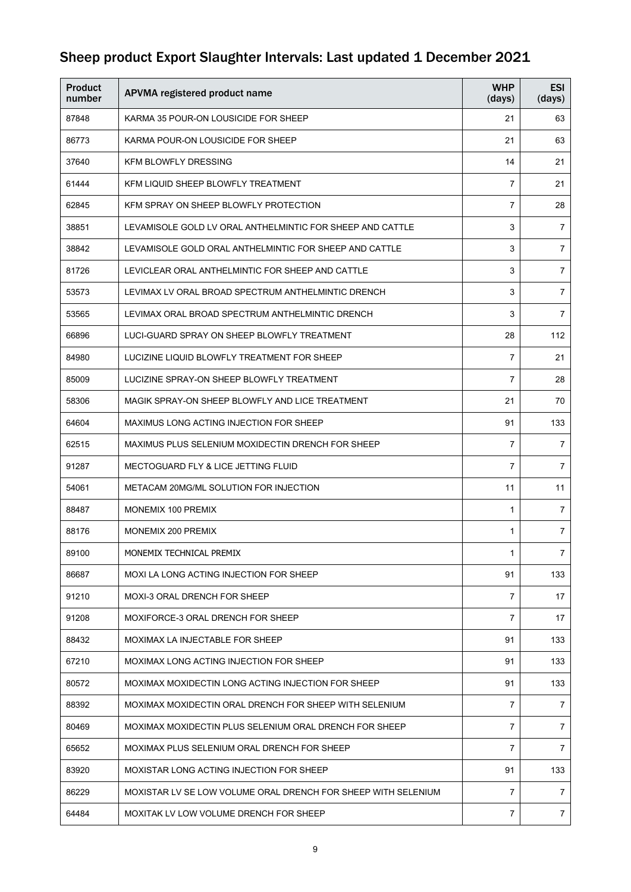# Sheep product Export Slaughter Intervals: Last updated 1 December 2021

| Product number | APVMA registered product name | WHP (days) | ESI (days) |
|---|---|---|---|
| 87848 | KARMA 35 POUR-ON LOUSICIDE FOR SHEEP | 21 | 63 |
| 86773 | KARMA POUR-ON LOUSICIDE FOR SHEEP | 21 | 63 |
| 37640 | KFM BLOWFLY DRESSING | 14 | 21 |
| 61444 | KFM LIQUID SHEEP BLOWFLY TREATMENT | 7 | 21 |
| 62845 | KFM SPRAY ON SHEEP BLOWFLY PROTECTION | 7 | 28 |
| 38851 | LEVAMISOLE GOLD LV ORAL ANTHELMINTIC FOR SHEEP AND CATTLE | 3 | 7 |
| 38842 | LEVAMISOLE GOLD ORAL ANTHELMINTIC FOR SHEEP AND CATTLE | 3 | 7 |
| 81726 | LEVICLEAR ORAL ANTHELMINTIC FOR SHEEP AND CATTLE | 3 | 7 |
| 53573 | LEVIMAX LV ORAL BROAD SPECTRUM ANTHELMINTIC DRENCH | 3 | 7 |
| 53565 | LEVIMAX ORAL BROAD SPECTRUM ANTHELMINTIC DRENCH | 3 | 7 |
| 66896 | LUCI-GUARD SPRAY ON SHEEP BLOWFLY TREATMENT | 28 | 112 |
| 84980 | LUCIZINE LIQUID BLOWFLY TREATMENT FOR SHEEP | 7 | 21 |
| 85009 | LUCIZINE SPRAY-ON SHEEP BLOWFLY TREATMENT | 7 | 28 |
| 58306 | MAGIK SPRAY-ON SHEEP BLOWFLY AND LICE TREATMENT | 21 | 70 |
| 64604 | MAXIMUS LONG ACTING INJECTION FOR SHEEP | 91 | 133 |
| 62515 | MAXIMUS PLUS SELENIUM MOXIDECTIN DRENCH FOR SHEEP | 7 | 7 |
| 91287 | MECTOGUARD FLY & LICE JETTING FLUID | 7 | 7 |
| 54061 | METACAM 20MG/ML SOLUTION FOR INJECTION | 11 | 11 |
| 88487 | MONEMIX 100 PREMIX | 1 | 7 |
| 88176 | MONEMIX 200 PREMIX | 1 | 7 |
| 89100 | MONEMIX TECHNICAL PREMIX | 1 | 7 |
| 86687 | MOXI LA LONG ACTING INJECTION FOR SHEEP | 91 | 133 |
| 91210 | MOXI-3 ORAL DRENCH FOR SHEEP | 7 | 17 |
| 91208 | MOXIFORCE-3 ORAL DRENCH FOR SHEEP | 7 | 17 |
| 88432 | MOXIMAX LA INJECTABLE FOR SHEEP | 91 | 133 |
| 67210 | MOXIMAX LONG ACTING INJECTION FOR SHEEP | 91 | 133 |
| 80572 | MOXIMAX MOXIDECTIN LONG ACTING INJECTION FOR SHEEP | 91 | 133 |
| 88392 | MOXIMAX MOXIDECTIN ORAL DRENCH FOR SHEEP WITH SELENIUM | 7 | 7 |
| 80469 | MOXIMAX MOXIDECTIN PLUS SELENIUM ORAL DRENCH FOR SHEEP | 7 | 7 |
| 65652 | MOXIMAX PLUS SELENIUM ORAL DRENCH FOR SHEEP | 7 | 7 |
| 83920 | MOXISTAR LONG ACTING INJECTION FOR SHEEP | 91 | 133 |
| 86229 | MOXISTAR LV SE LOW VOLUME ORAL DRENCH FOR SHEEP WITH SELENIUM | 7 | 7 |
| 64484 | MOXITAK LV LOW VOLUME DRENCH FOR SHEEP | 7 | 7 |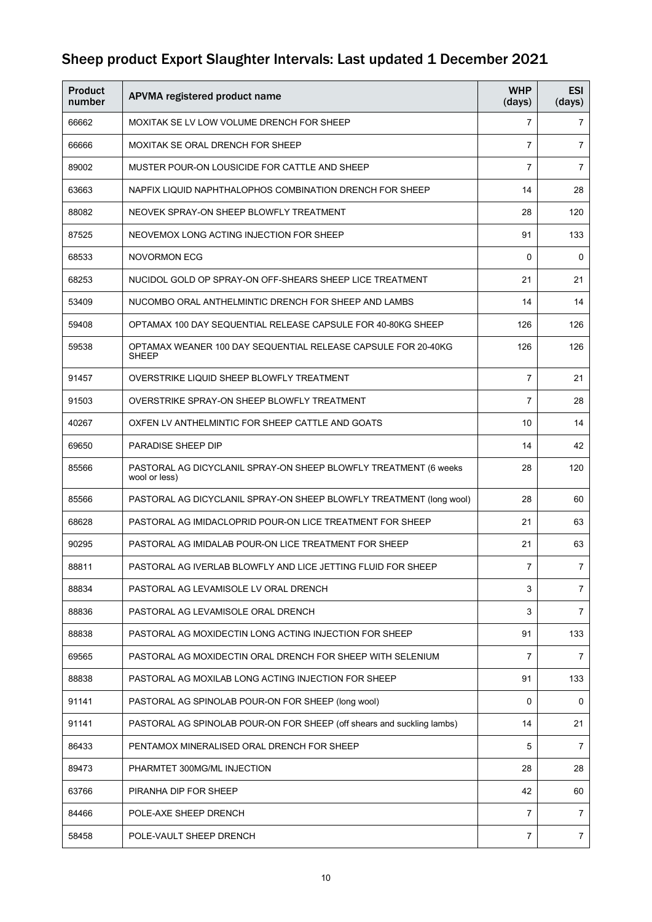## Sheep product Export Slaughter Intervals: Last updated 1 December 2021

| Product number | APVMA registered product name | WHP (days) | ESI (days) |
|---|---|---|---|
| 66662 | MOXITAK SE LV LOW VOLUME DRENCH FOR SHEEP | 7 | 7 |
| 66666 | MOXITAK SE ORAL DRENCH FOR SHEEP | 7 | 7 |
| 89002 | MUSTER POUR-ON LOUSICIDE FOR CATTLE AND SHEEP | 7 | 7 |
| 63663 | NAPFIX LIQUID NAPHTHALOPHOS COMBINATION DRENCH FOR SHEEP | 14 | 28 |
| 88082 | NEOVEK SPRAY-ON SHEEP BLOWFLY TREATMENT | 28 | 120 |
| 87525 | NEOVEMOX LONG ACTING INJECTION FOR SHEEP | 91 | 133 |
| 68533 | NOVORMON ECG | 0 | 0 |
| 68253 | NUCIDOL GOLD OP SPRAY-ON OFF-SHEARS SHEEP LICE TREATMENT | 21 | 21 |
| 53409 | NUCOMBO ORAL ANTHELMINTIC DRENCH FOR SHEEP AND LAMBS | 14 | 14 |
| 59408 | OPTAMAX 100 DAY SEQUENTIAL RELEASE CAPSULE FOR 40-80KG SHEEP | 126 | 126 |
| 59538 | OPTAMAX WEANER 100 DAY SEQUENTIAL RELEASE CAPSULE FOR 20-40KG SHEEP | 126 | 126 |
| 91457 | OVERSTRIKE LIQUID SHEEP BLOWFLY TREATMENT | 7 | 21 |
| 91503 | OVERSTRIKE SPRAY-ON SHEEP BLOWFLY TREATMENT | 7 | 28 |
| 40267 | OXFEN LV ANTHELMINTIC FOR SHEEP CATTLE AND GOATS | 10 | 14 |
| 69650 | PARADISE SHEEP DIP | 14 | 42 |
| 85566 | PASTORAL AG DICYCLANIL SPRAY-ON SHEEP BLOWFLY TREATMENT (6 weeks wool or less) | 28 | 120 |
| 85566 | PASTORAL AG DICYCLANIL SPRAY-ON SHEEP BLOWFLY TREATMENT (long wool) | 28 | 60 |
| 68628 | PASTORAL AG IMIDACLOPRID POUR-ON LICE TREATMENT FOR SHEEP | 21 | 63 |
| 90295 | PASTORAL AG IMIDALAB POUR-ON LICE TREATMENT FOR SHEEP | 21 | 63 |
| 88811 | PASTORAL AG IVERLAB BLOWFLY AND LICE JETTING FLUID FOR SHEEP | 7 | 7 |
| 88834 | PASTORAL AG LEVAMISOLE LV ORAL DRENCH | 3 | 7 |
| 88836 | PASTORAL AG LEVAMISOLE ORAL DRENCH | 3 | 7 |
| 88838 | PASTORAL AG MOXIDECTIN LONG ACTING INJECTION FOR SHEEP | 91 | 133 |
| 69565 | PASTORAL AG MOXIDECTIN ORAL DRENCH FOR SHEEP WITH SELENIUM | 7 | 7 |
| 88838 | PASTORAL AG MOXILAB LONG ACTING INJECTION FOR SHEEP | 91 | 133 |
| 91141 | PASTORAL AG SPINOLAB POUR-ON FOR SHEEP (long wool) | 0 | 0 |
| 91141 | PASTORAL AG SPINOLAB POUR-ON FOR SHEEP (off shears and suckling lambs) | 14 | 21 |
| 86433 | PENTAMOX MINERALISED ORAL DRENCH FOR SHEEP | 5 | 7 |
| 89473 | PHARMTET 300MG/ML INJECTION | 28 | 28 |
| 63766 | PIRANHA DIP FOR SHEEP | 42 | 60 |
| 84466 | POLE-AXE SHEEP DRENCH | 7 | 7 |
| 58458 | POLE-VAULT SHEEP DRENCH | 7 | 7 |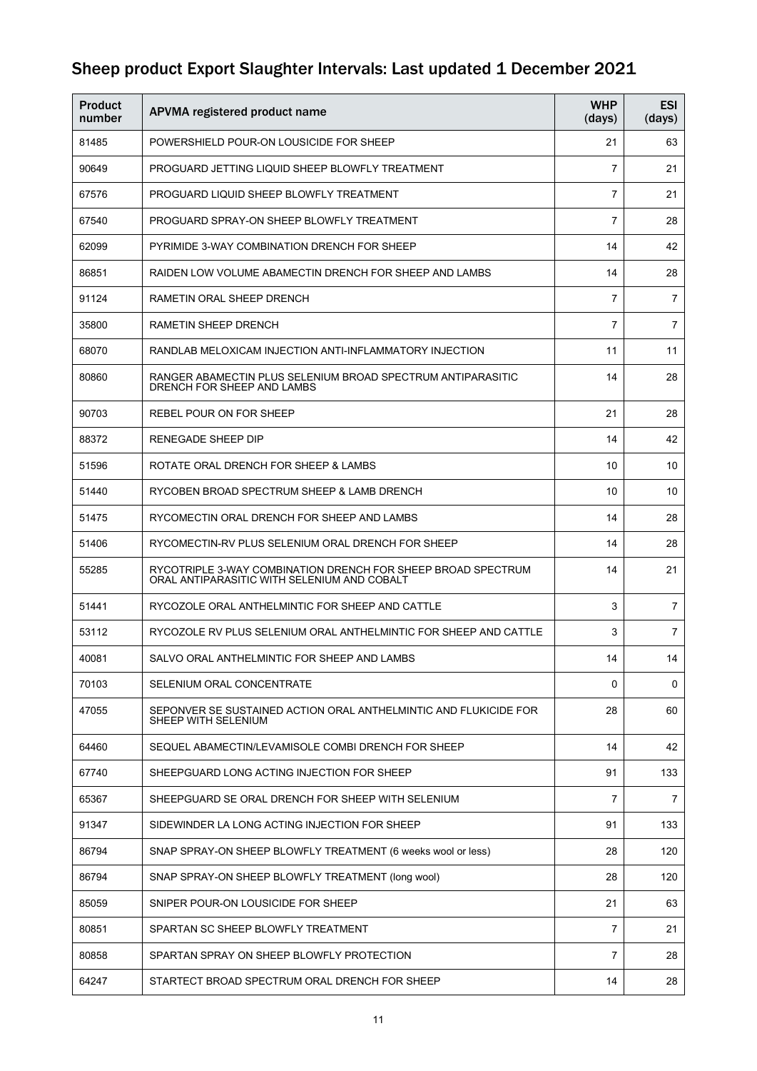## Sheep product Export Slaughter Intervals: Last updated 1 December 2021

| Product number | APVMA registered product name | WHP (days) | ESI (days) |
|---|---|---|---|
| 81485 | POWERSHIELD POUR-ON LOUSICIDE FOR SHEEP | 21 | 63 |
| 90649 | PROGUARD JETTING LIQUID SHEEP BLOWFLY TREATMENT | 7 | 21 |
| 67576 | PROGUARD LIQUID SHEEP BLOWFLY TREATMENT | 7 | 21 |
| 67540 | PROGUARD SPRAY-ON SHEEP BLOWFLY TREATMENT | 7 | 28 |
| 62099 | PYRIMIDE 3-WAY COMBINATION DRENCH FOR SHEEP | 14 | 42 |
| 86851 | RAIDEN LOW VOLUME ABAMECTIN DRENCH FOR SHEEP AND LAMBS | 14 | 28 |
| 91124 | RAMETIN ORAL SHEEP DRENCH | 7 | 7 |
| 35800 | RAMETIN SHEEP DRENCH | 7 | 7 |
| 68070 | RANDLAB MELOXICAM INJECTION ANTI-INFLAMMATORY INJECTION | 11 | 11 |
| 80860 | RANGER ABAMECTIN PLUS SELENIUM BROAD SPECTRUM ANTIPARASITIC DRENCH FOR SHEEP AND LAMBS | 14 | 28 |
| 90703 | REBEL POUR ON FOR SHEEP | 21 | 28 |
| 88372 | RENEGADE SHEEP DIP | 14 | 42 |
| 51596 | ROTATE ORAL DRENCH FOR SHEEP & LAMBS | 10 | 10 |
| 51440 | RYCOBEN BROAD SPECTRUM SHEEP & LAMB DRENCH | 10 | 10 |
| 51475 | RYCOMECTIN ORAL DRENCH FOR SHEEP AND LAMBS | 14 | 28 |
| 51406 | RYCOMECTIN-RV PLUS SELENIUM ORAL DRENCH FOR SHEEP | 14 | 28 |
| 55285 | RYCOTRIPLE 3-WAY COMBINATION DRENCH FOR SHEEP BROAD SPECTRUM ORAL ANTIPARASITIC WITH SELENIUM AND COBALT | 14 | 21 |
| 51441 | RYCOZOLE ORAL ANTHELMINTIC FOR SHEEP AND CATTLE | 3 | 7 |
| 53112 | RYCOZOLE RV PLUS SELENIUM ORAL ANTHELMINTIC FOR SHEEP AND CATTLE | 3 | 7 |
| 40081 | SALVO ORAL ANTHELMINTIC FOR SHEEP AND LAMBS | 14 | 14 |
| 70103 | SELENIUM ORAL CONCENTRATE | 0 | 0 |
| 47055 | SEPONVER SE SUSTAINED ACTION ORAL ANTHELMINTIC AND FLUKICIDE FOR SHEEP WITH SELENIUM | 28 | 60 |
| 64460 | SEQUEL ABAMECTIN/LEVAMISOLE COMBI DRENCH FOR SHEEP | 14 | 42 |
| 67740 | SHEEPGUARD LONG ACTING INJECTION FOR SHEEP | 91 | 133 |
| 65367 | SHEEPGUARD SE ORAL DRENCH FOR SHEEP WITH SELENIUM | 7 | 7 |
| 91347 | SIDEWINDER LA LONG ACTING INJECTION FOR SHEEP | 91 | 133 |
| 86794 | SNAP SPRAY-ON SHEEP BLOWFLY TREATMENT (6 weeks wool or less) | 28 | 120 |
| 86794 | SNAP SPRAY-ON SHEEP BLOWFLY TREATMENT (long wool) | 28 | 120 |
| 85059 | SNIPER POUR-ON LOUSICIDE FOR SHEEP | 21 | 63 |
| 80851 | SPARTAN SC SHEEP BLOWFLY TREATMENT | 7 | 21 |
| 80858 | SPARTAN SPRAY ON SHEEP BLOWFLY PROTECTION | 7 | 28 |
| 64247 | STARTECT BROAD SPECTRUM ORAL DRENCH FOR SHEEP | 14 | 28 |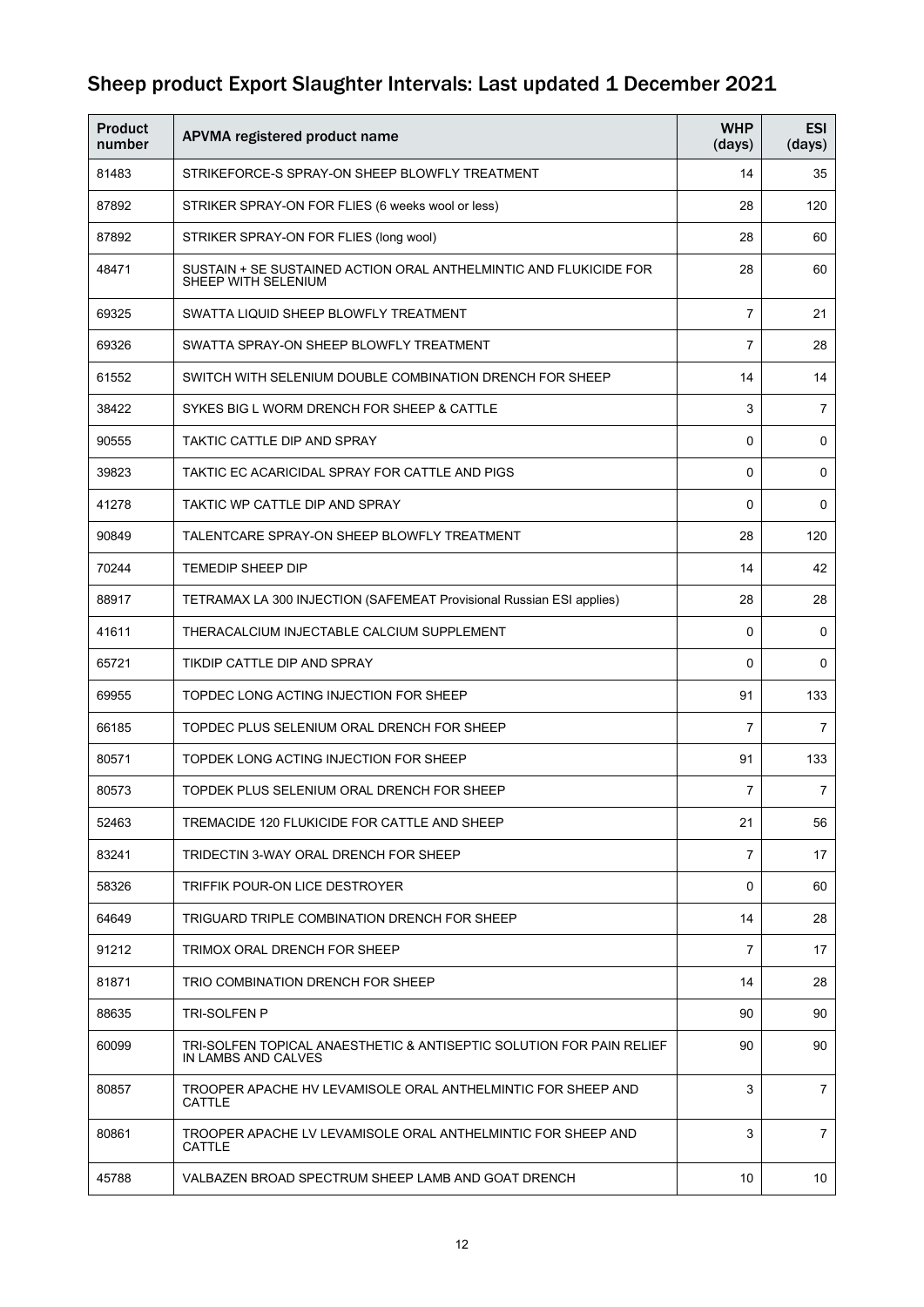## Sheep product Export Slaughter Intervals: Last updated 1 December 2021

| Product number | APVMA registered product name | WHP (days) | ESI (days) |
|---|---|---|---|
| 81483 | STRIKEFORCE-S SPRAY-ON SHEEP BLOWFLY TREATMENT | 14 | 35 |
| 87892 | STRIKER SPRAY-ON FOR FLIES (6 weeks wool or less) | 28 | 120 |
| 87892 | STRIKER SPRAY-ON FOR FLIES (long wool) | 28 | 60 |
| 48471 | SUSTAIN + SE SUSTAINED ACTION ORAL ANTHELMINTIC AND FLUKICIDE FOR SHEEP WITH SELENIUM | 28 | 60 |
| 69325 | SWATTA LIQUID SHEEP BLOWFLY TREATMENT | 7 | 21 |
| 69326 | SWATTA SPRAY-ON SHEEP BLOWFLY TREATMENT | 7 | 28 |
| 61552 | SWITCH WITH SELENIUM DOUBLE COMBINATION DRENCH FOR SHEEP | 14 | 14 |
| 38422 | SYKES BIG L WORM DRENCH FOR SHEEP & CATTLE | 3 | 7 |
| 90555 | TAKTIC CATTLE DIP AND SPRAY | 0 | 0 |
| 39823 | TAKTIC EC ACARICIDAL SPRAY FOR CATTLE AND PIGS | 0 | 0 |
| 41278 | TAKTIC WP CATTLE DIP AND SPRAY | 0 | 0 |
| 90849 | TALENTCARE SPRAY-ON SHEEP BLOWFLY TREATMENT | 28 | 120 |
| 70244 | TEMEDIP SHEEP DIP | 14 | 42 |
| 88917 | TETRAMAX LA 300 INJECTION (SAFEMEAT Provisional Russian ESI applies) | 28 | 28 |
| 41611 | THERACALCIUM INJECTABLE CALCIUM SUPPLEMENT | 0 | 0 |
| 65721 | TIKDIP CATTLE DIP AND SPRAY | 0 | 0 |
| 69955 | TOPDEC LONG ACTING INJECTION FOR SHEEP | 91 | 133 |
| 66185 | TOPDEC PLUS SELENIUM ORAL DRENCH FOR SHEEP | 7 | 7 |
| 80571 | TOPDEK LONG ACTING INJECTION FOR SHEEP | 91 | 133 |
| 80573 | TOPDEK PLUS SELENIUM ORAL DRENCH FOR SHEEP | 7 | 7 |
| 52463 | TREMACIDE 120 FLUKICIDE FOR CATTLE AND SHEEP | 21 | 56 |
| 83241 | TRIDECTIN 3-WAY ORAL DRENCH FOR SHEEP | 7 | 17 |
| 58326 | TRIFFIK POUR-ON LICE DESTROYER | 0 | 60 |
| 64649 | TRIGUARD TRIPLE COMBINATION DRENCH FOR SHEEP | 14 | 28 |
| 91212 | TRIMOX ORAL DRENCH FOR SHEEP | 7 | 17 |
| 81871 | TRIO COMBINATION DRENCH FOR SHEEP | 14 | 28 |
| 88635 | TRI-SOLFEN P | 90 | 90 |
| 60099 | TRI-SOLFEN TOPICAL ANAESTHETIC & ANTISEPTIC SOLUTION FOR PAIN RELIEF IN LAMBS AND CALVES | 90 | 90 |
| 80857 | TROOPER APACHE HV LEVAMISOLE ORAL ANTHELMINTIC FOR SHEEP AND CATTLE | 3 | 7 |
| 80861 | TROOPER APACHE LV LEVAMISOLE ORAL ANTHELMINTIC FOR SHEEP AND CATTLE | 3 | 7 |
| 45788 | VALBAZEN BROAD SPECTRUM SHEEP LAMB AND GOAT DRENCH | 10 | 10 |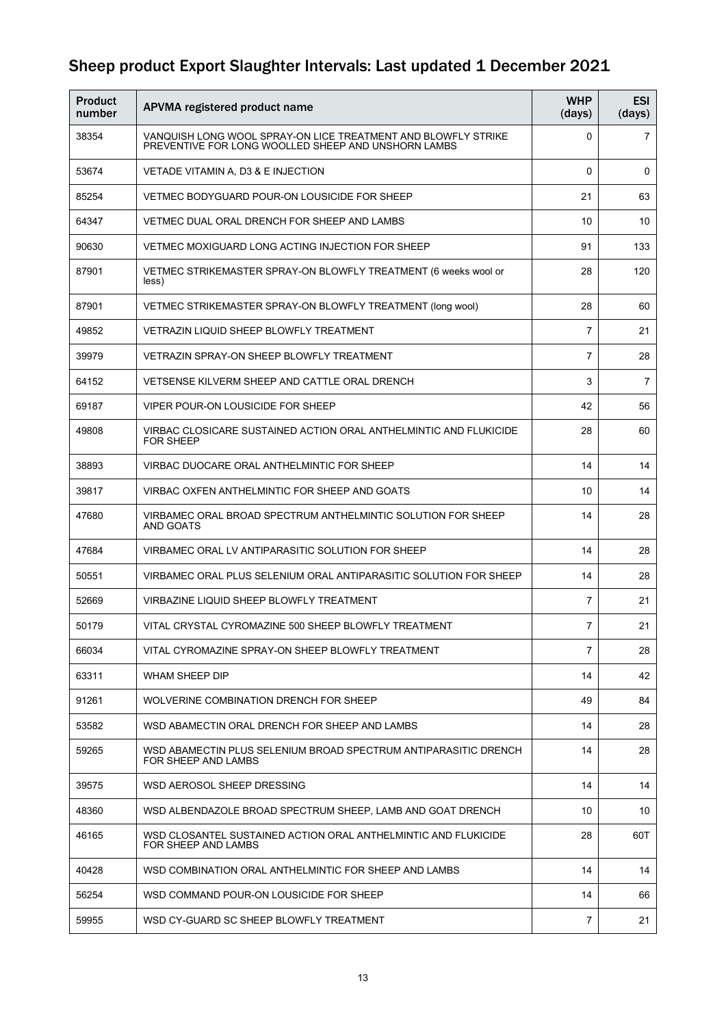## Sheep product Export Slaughter Intervals: Last updated 1 December 2021

| Product number | APVMA registered product name | WHP (days) | ESI (days) |
|---|---|---|---|
| 38354 | VANQUISH LONG WOOL SPRAY-ON LICE TREATMENT AND BLOWFLY STRIKE PREVENTIVE FOR LONG WOOLLED SHEEP AND UNSHORN LAMBS | 0 | 7 |
| 53674 | VETADE VITAMIN A, D3 & E INJECTION | 0 | 0 |
| 85254 | VETMEC BODYGUARD POUR-ON LOUSICIDE FOR SHEEP | 21 | 63 |
| 64347 | VETMEC DUAL ORAL DRENCH FOR SHEEP AND LAMBS | 10 | 10 |
| 90630 | VETMEC MOXIGUARD LONG ACTING INJECTION FOR SHEEP | 91 | 133 |
| 87901 | VETMEC STRIKEMASTER SPRAY-ON BLOWFLY TREATMENT (6 weeks wool or less) | 28 | 120 |
| 87901 | VETMEC STRIKEMASTER SPRAY-ON BLOWFLY TREATMENT (long wool) | 28 | 60 |
| 49852 | VETRAZIN LIQUID SHEEP BLOWFLY TREATMENT | 7 | 21 |
| 39979 | VETRAZIN SPRAY-ON SHEEP BLOWFLY TREATMENT | 7 | 28 |
| 64152 | VETSENSE KILVERM SHEEP AND CATTLE ORAL DRENCH | 3 | 7 |
| 69187 | VIPER POUR-ON LOUSICIDE FOR SHEEP | 42 | 56 |
| 49808 | VIRBAC CLOSICARE SUSTAINED ACTION ORAL ANTHELMINTIC AND FLUKICIDE FOR SHEEP | 28 | 60 |
| 38893 | VIRBAC DUOCARE ORAL ANTHELMINTIC FOR SHEEP | 14 | 14 |
| 39817 | VIRBAC OXFEN ANTHELMINTIC FOR SHEEP AND GOATS | 10 | 14 |
| 47680 | VIRBAMEC ORAL BROAD SPECTRUM ANTHELMINTIC SOLUTION FOR SHEEP AND GOATS | 14 | 28 |
| 47684 | VIRBAMEC ORAL LV ANTIPARASITIC SOLUTION FOR SHEEP | 14 | 28 |
| 50551 | VIRBAMEC ORAL PLUS SELENIUM ORAL ANTIPARASITIC SOLUTION FOR SHEEP | 14 | 28 |
| 52669 | VIRBAZINE LIQUID SHEEP BLOWFLY TREATMENT | 7 | 21 |
| 50179 | VITAL CRYSTAL CYROMAZINE 500 SHEEP BLOWFLY TREATMENT | 7 | 21 |
| 66034 | VITAL CYROMAZINE SPRAY-ON SHEEP BLOWFLY TREATMENT | 7 | 28 |
| 63311 | WHAM SHEEP DIP | 14 | 42 |
| 91261 | WOLVERINE COMBINATION DRENCH FOR SHEEP | 49 | 84 |
| 53582 | WSD ABAMECTIN ORAL DRENCH FOR SHEEP AND LAMBS | 14 | 28 |
| 59265 | WSD ABAMECTIN PLUS SELENIUM BROAD SPECTRUM ANTIPARASITIC DRENCH FOR SHEEP AND LAMBS | 14 | 28 |
| 39575 | WSD AEROSOL SHEEP DRESSING | 14 | 14 |
| 48360 | WSD ALBENDAZOLE BROAD SPECTRUM SHEEP, LAMB AND GOAT DRENCH | 10 | 10 |
| 46165 | WSD CLOSANTEL SUSTAINED ACTION ORAL ANTHELMINTIC AND FLUKICIDE FOR SHEEP AND LAMBS | 28 | 60T |
| 40428 | WSD COMBINATION ORAL ANTHELMINTIC FOR SHEEP AND LAMBS | 14 | 14 |
| 56254 | WSD COMMAND POUR-ON LOUSICIDE FOR SHEEP | 14 | 66 |
| 59955 | WSD CY-GUARD SC SHEEP BLOWFLY TREATMENT | 7 | 21 |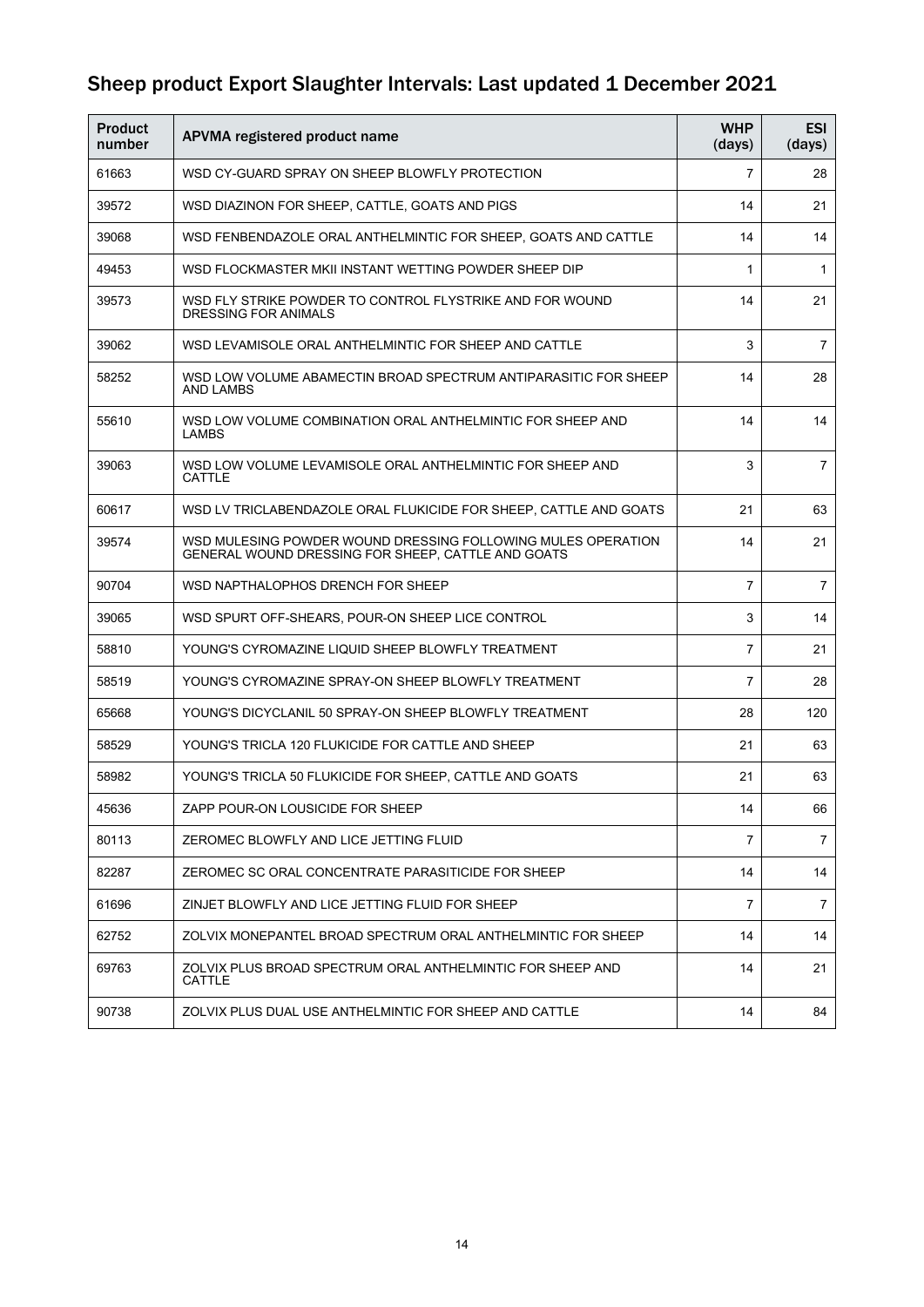## Sheep product Export Slaughter Intervals: Last updated 1 December 2021

| Product number | APVMA registered product name | WHP (days) | ESI (days) |
|---|---|---|---|
| 61663 | WSD CY-GUARD SPRAY ON SHEEP BLOWFLY PROTECTION | 7 | 28 |
| 39572 | WSD DIAZINON FOR SHEEP, CATTLE, GOATS AND PIGS | 14 | 21 |
| 39068 | WSD FENBENDAZOLE ORAL ANTHELMINTIC FOR SHEEP, GOATS AND CATTLE | 14 | 14 |
| 49453 | WSD FLOCKMASTER MKII INSTANT WETTING POWDER SHEEP DIP | 1 | 1 |
| 39573 | WSD FLY STRIKE POWDER TO CONTROL FLYSTRIKE AND FOR WOUND DRESSING FOR ANIMALS | 14 | 21 |
| 39062 | WSD LEVAMISOLE ORAL ANTHELMINTIC FOR SHEEP AND CATTLE | 3 | 7 |
| 58252 | WSD LOW VOLUME ABAMECTIN BROAD SPECTRUM ANTIPARASITIC FOR SHEEP AND LAMBS | 14 | 28 |
| 55610 | WSD LOW VOLUME COMBINATION ORAL ANTHELMINTIC FOR SHEEP AND LAMBS | 14 | 14 |
| 39063 | WSD LOW VOLUME LEVAMISOLE ORAL ANTHELMINTIC FOR SHEEP AND CATTLE | 3 | 7 |
| 60617 | WSD LV TRICLABENDAZOLE ORAL FLUKICIDE FOR SHEEP, CATTLE AND GOATS | 21 | 63 |
| 39574 | WSD MULESING POWDER WOUND DRESSING FOLLOWING MULES OPERATION GENERAL WOUND DRESSING FOR SHEEP, CATTLE AND GOATS | 14 | 21 |
| 90704 | WSD NAPTHALOPHOS DRENCH FOR SHEEP | 7 | 7 |
| 39065 | WSD SPURT OFF-SHEARS, POUR-ON SHEEP LICE CONTROL | 3 | 14 |
| 58810 | YOUNG'S CYROMAZINE LIQUID SHEEP BLOWFLY TREATMENT | 7 | 21 |
| 58519 | YOUNG'S CYROMAZINE SPRAY-ON SHEEP BLOWFLY TREATMENT | 7 | 28 |
| 65668 | YOUNG'S DICYCLANIL 50 SPRAY-ON SHEEP BLOWFLY TREATMENT | 28 | 120 |
| 58529 | YOUNG'S TRICLA 120 FLUKICIDE FOR CATTLE AND SHEEP | 21 | 63 |
| 58982 | YOUNG'S TRICLA 50 FLUKICIDE FOR SHEEP, CATTLE AND GOATS | 21 | 63 |
| 45636 | ZAPP POUR-ON LOUSICIDE FOR SHEEP | 14 | 66 |
| 80113 | ZEROMEC BLOWFLY AND LICE JETTING FLUID | 7 | 7 |
| 82287 | ZEROMEC SC ORAL CONCENTRATE PARASITICIDE FOR SHEEP | 14 | 14 |
| 61696 | ZINJET BLOWFLY AND LICE JETTING FLUID FOR SHEEP | 7 | 7 |
| 62752 | ZOLVIX MONEPANTEL BROAD SPECTRUM ORAL ANTHELMINTIC FOR SHEEP | 14 | 14 |
| 69763 | ZOLVIX PLUS BROAD SPECTRUM ORAL ANTHELMINTIC FOR SHEEP AND CATTLE | 14 | 21 |
| 90738 | ZOLVIX PLUS DUAL USE ANTHELMINTIC FOR SHEEP AND CATTLE | 14 | 84 |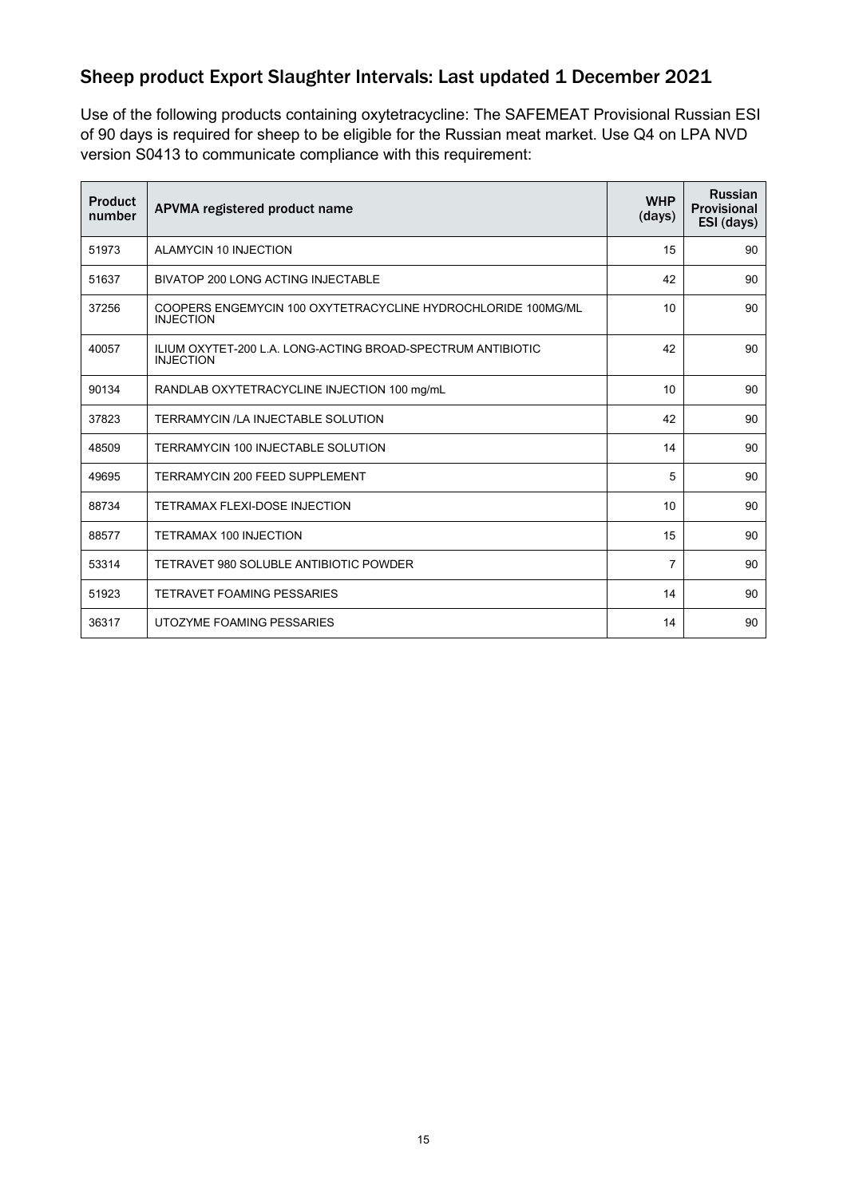## Sheep product Export Slaughter Intervals: Last updated 1 December 2021

Use of the following products containing oxytetracycline: The SAFEMEAT Provisional Russian ESI of 90 days is required for sheep to be eligible for the Russian meat market. Use Q4 on LPA NVD version S0413 to communicate compliance with this requirement:

| Product number | APVMA registered product name | WHP (days) | Russian Provisional ESI (days) |
|---|---|---|---|
| 51973 | ALAMYCIN 10 INJECTION | 15 | 90 |
| 51637 | BIVATOP 200 LONG ACTING INJECTABLE | 42 | 90 |
| 37256 | COOPERS ENGEMYCIN 100 OXYTETRACYCLINE HYDROCHLORIDE 100MG/ML INJECTION | 10 | 90 |
| 40057 | ILIUM OXYTET-200 L.A. LONG-ACTING BROAD-SPECTRUM ANTIBIOTIC INJECTION | 42 | 90 |
| 90134 | RANDLAB OXYTETRACYCLINE INJECTION 100 mg/mL | 10 | 90 |
| 37823 | TERRAMYCIN /LA INJECTABLE SOLUTION | 42 | 90 |
| 48509 | TERRAMYCIN 100 INJECTABLE SOLUTION | 14 | 90 |
| 49695 | TERRAMYCIN 200 FEED SUPPLEMENT | 5 | 90 |
| 88734 | TETRAMAX FLEXI-DOSE INJECTION | 10 | 90 |
| 88577 | TETRAMAX 100 INJECTION | 15 | 90 |
| 53314 | TETRAVET 980 SOLUBLE ANTIBIOTIC POWDER | 7 | 90 |
| 51923 | TETRAVET FOAMING PESSARIES | 14 | 90 |
| 36317 | UTOZYME FOAMING PESSARIES | 14 | 90 |